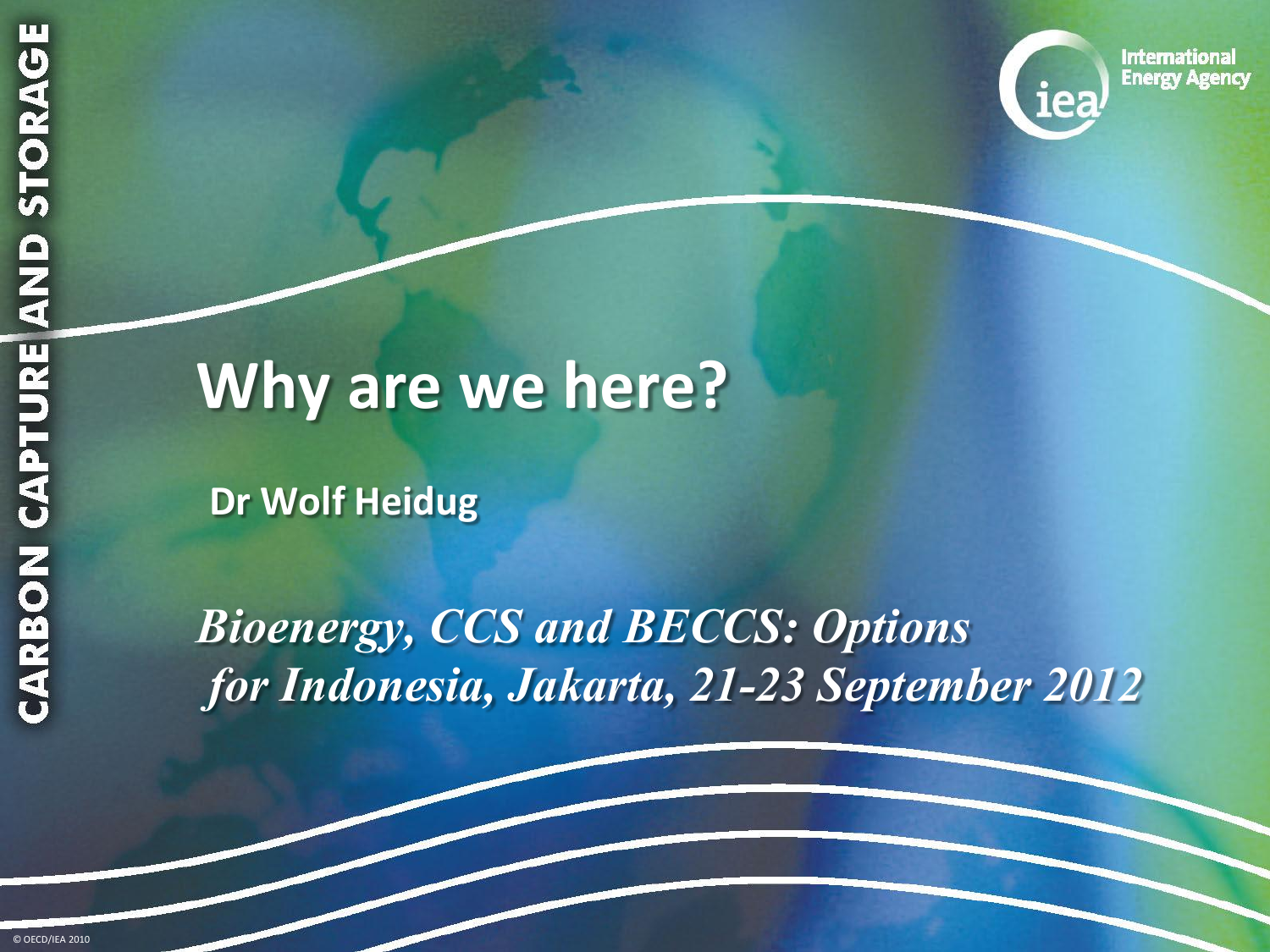CARBON CAPTURE AND STORAGE

International Energy Agency

# Why are we here?

**Dr Wolf Heidug**

***Bioenergy, CCS and BECCS: Options for Indonesia, Jakarta, 21-23 September 2012***

© OECD/IEA 2010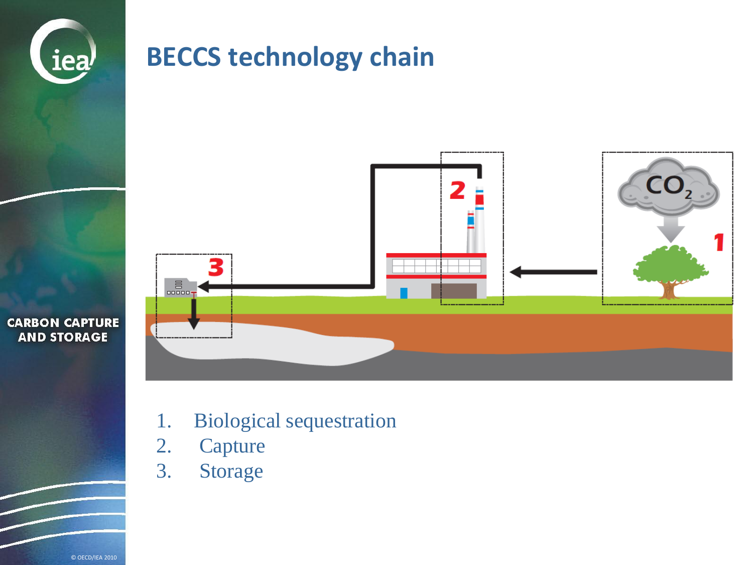# BECCS technology chain

1. Biological sequestration
2. Capture
3. Storage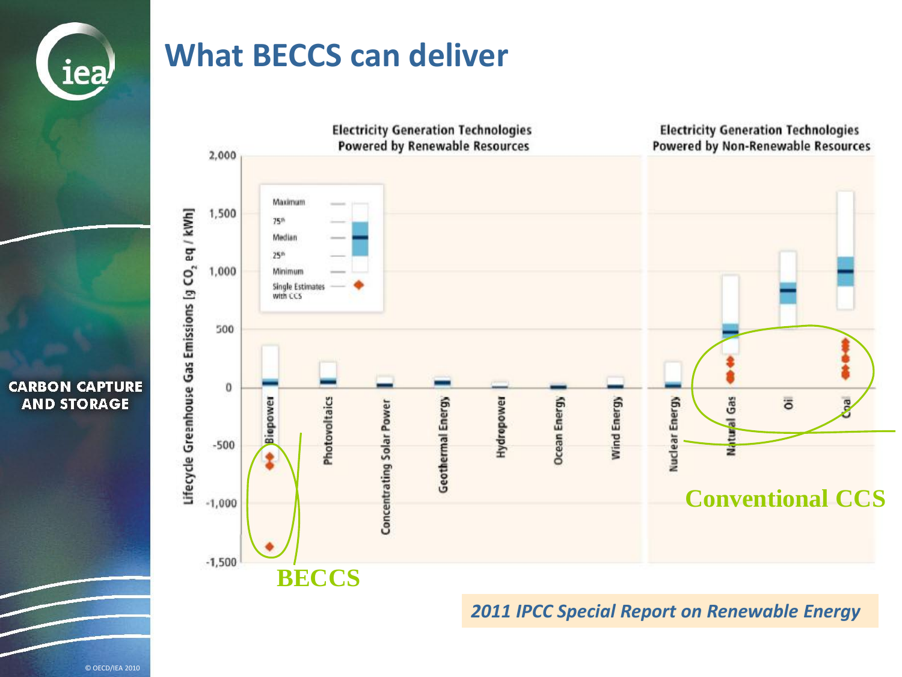# What BECCS can deliver

Electricity Generation Technologies Powered by Renewable Resources

Electricity Generation Technologies Powered by Non-Renewable Resources

Lifecycle Greenhouse Gas Emissions [g $CO_2$ eq / kWh]

2,000
1,500
1,000
500
0
-500
-1,000
-1,500

Maximum
75th
Median
25th
Minimum
Single Estimates with CCS

Biopower | Photovoltaics | Concentrating Solar Power | Geothermal Energy | Hydropower | Ocean Energy | Wind Energy | Nuclear Energy | Natural Gas | Oil | Coal

BECCS

Conventional CCS

*2011 IPCC Special Report on Renewable Energy*

CARBON CAPTURE AND STORAGE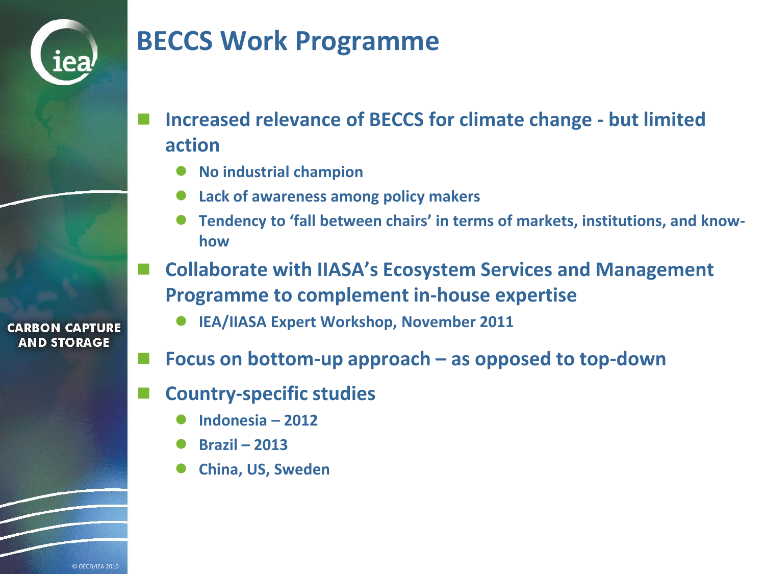# BECCS Work Programme

- Increased relevance of BECCS for climate change - but limited action
  - No industrial champion
  - Lack of awareness among policy makers
  - Tendency to 'fall between chairs' in terms of markets, institutions, and know-how
- Collaborate with IIASA's Ecosystem Services and Management Programme to complement in-house expertise
  - IEA/IIASA Expert Workshop, November 2011
- Focus on bottom-up approach – as opposed to top-down
- Country-specific studies
  - Indonesia – 2012
  - Brazil – 2013
  - China, US, Sweden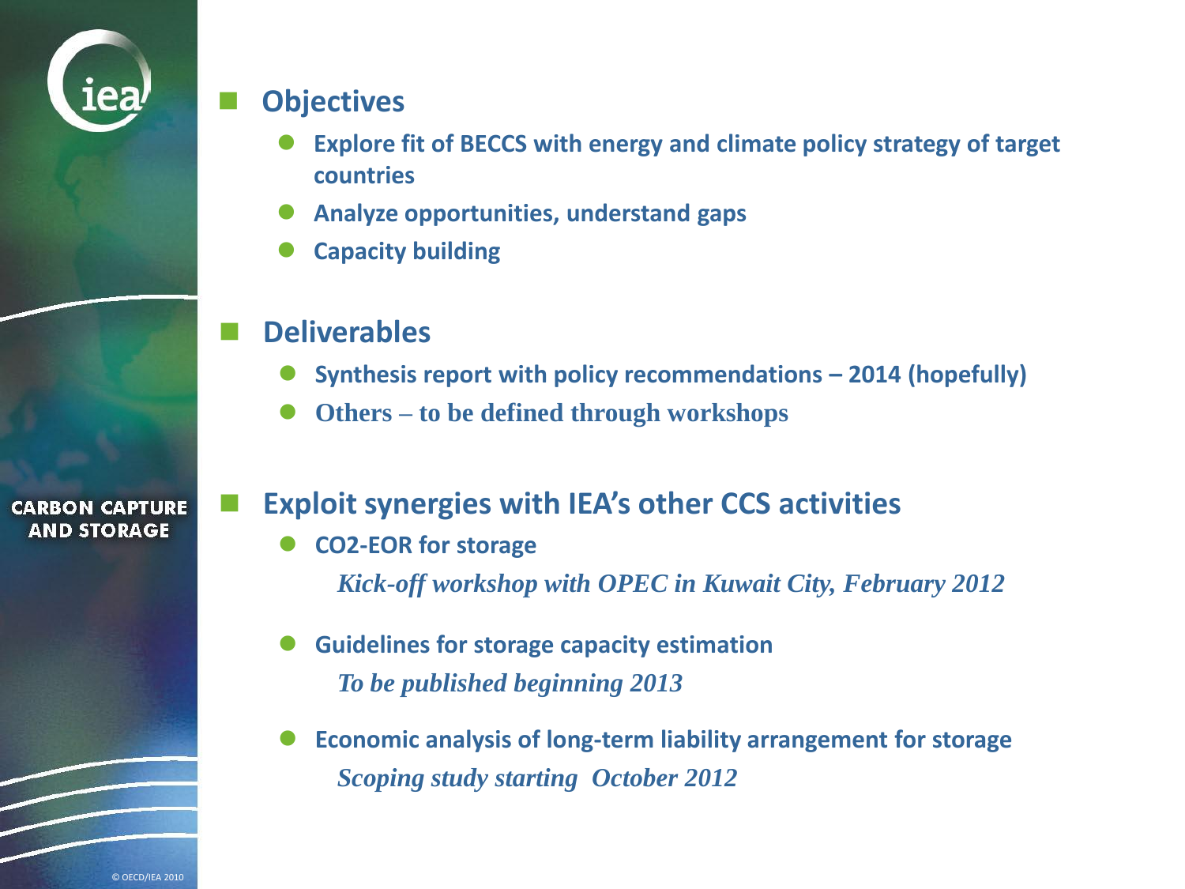- **Objectives**
  - **Explore fit of BECCS with energy and climate policy strategy of target countries**
  - **Analyze opportunities, understand gaps**
  - **Capacity building**

- **Deliverables**
  - **Synthesis report with policy recommendations – 2014 (hopefully)**
  - **Others – to be defined through workshops**

- **Exploit synergies with IEA's other CCS activities**
  - **CO2-EOR for storage**

    ***Kick-off workshop with OPEC in Kuwait City, February 2012***
  - **Guidelines for storage capacity estimation**

    ***To be published beginning 2013***
  - **Economic analysis of long-term liability arrangement for storage**

    ***Scoping study starting October 2012***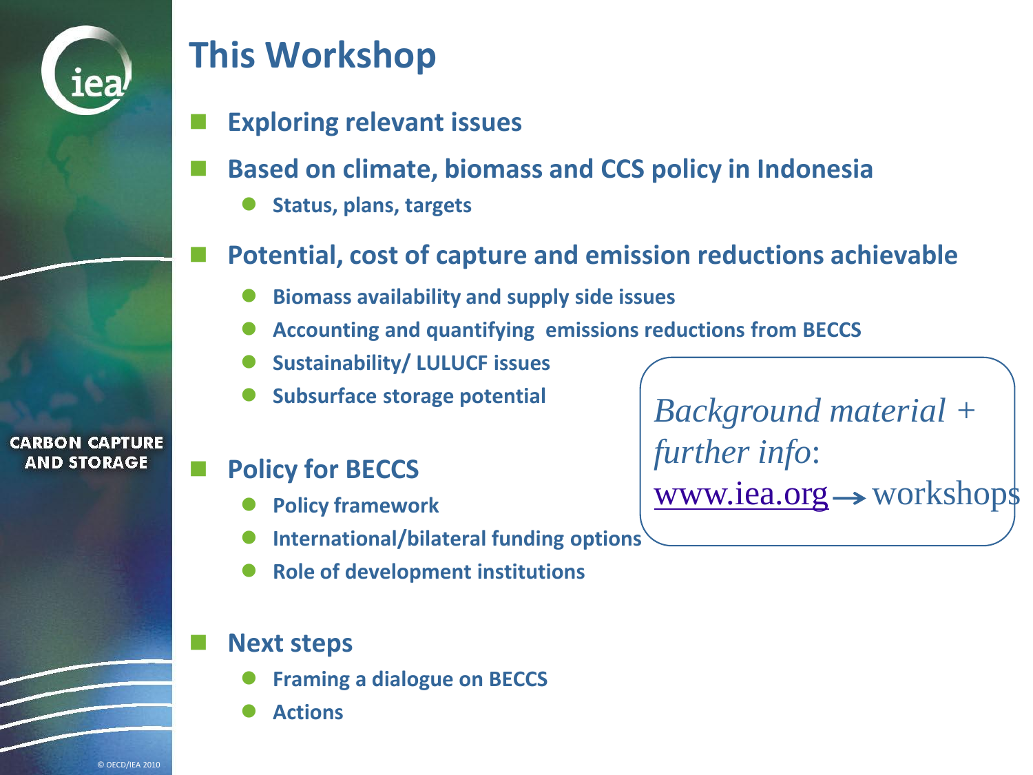# This Workshop

- **Exploring relevant issues**
- **Based on climate, biomass and CCS policy in Indonesia**
  - **Status, plans, targets**
- **Potential, cost of capture and emission reductions achievable**
  - **Biomass availability and supply side issues**
  - **Accounting and quantifying emissions reductions from BECCS**
  - **Sustainability/ LULUCF issues**
  - **Subsurface storage potential**
- **Policy for BECCS**
  - **Policy framework**
  - **International/bilateral funding options**
  - **Role of development institutions**
- **Next steps**
  - **Framing a dialogue on BECCS**
  - **Actions**

*Background material + further info:*
www.iea.org → workshops

CARBON CAPTURE AND STORAGE

© OECD/IEA 2010